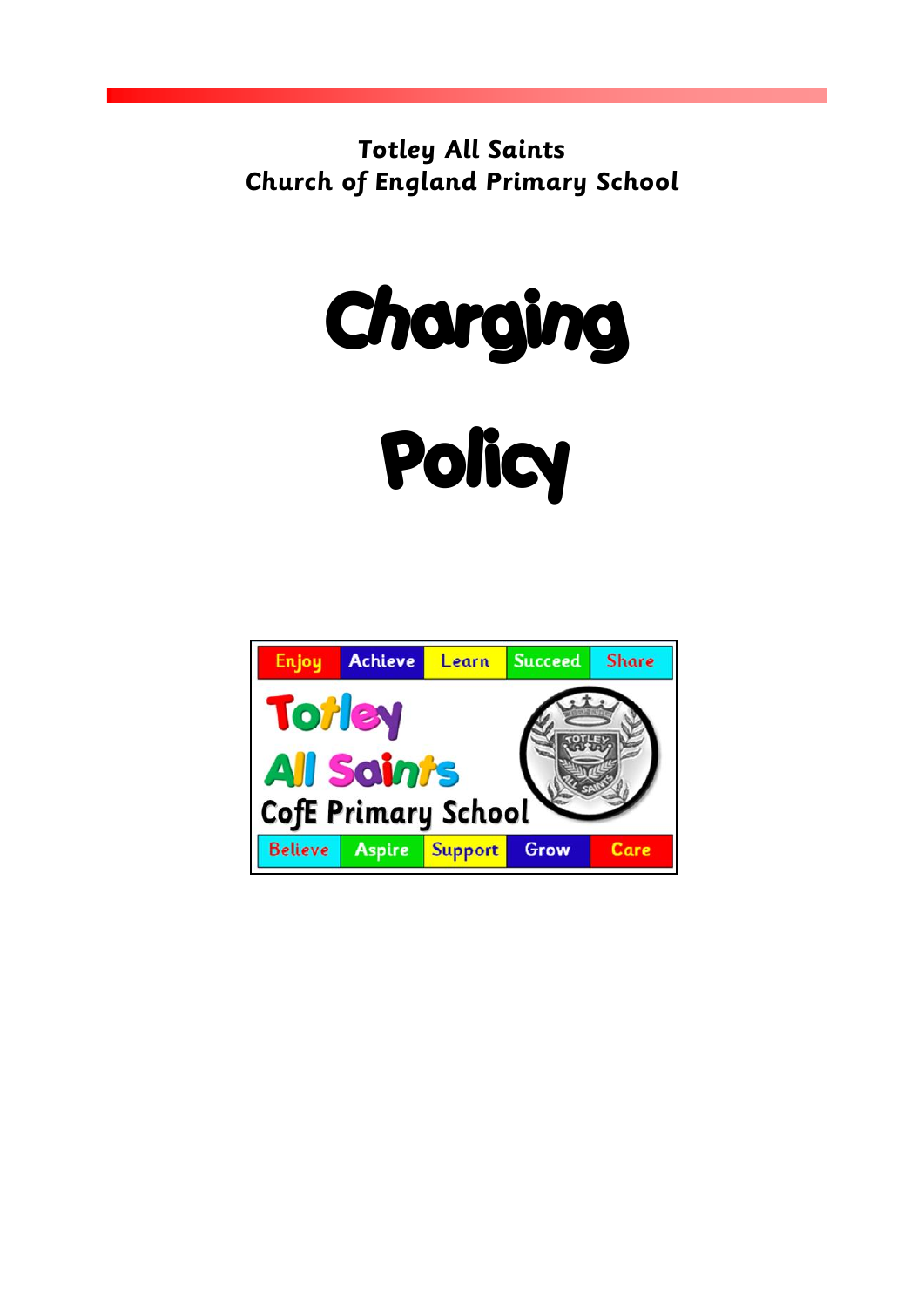**Totley All Saints**
**Church of England Primary School**

# Charging Policy

| Enjoy | Achieve | Learn | Succeed | Share |
|---|---|---|---|---|

Totley
All Saints
CofE Primary School

| Believe | Aspire | Support | Grow | Care |
|---|---|---|---|---|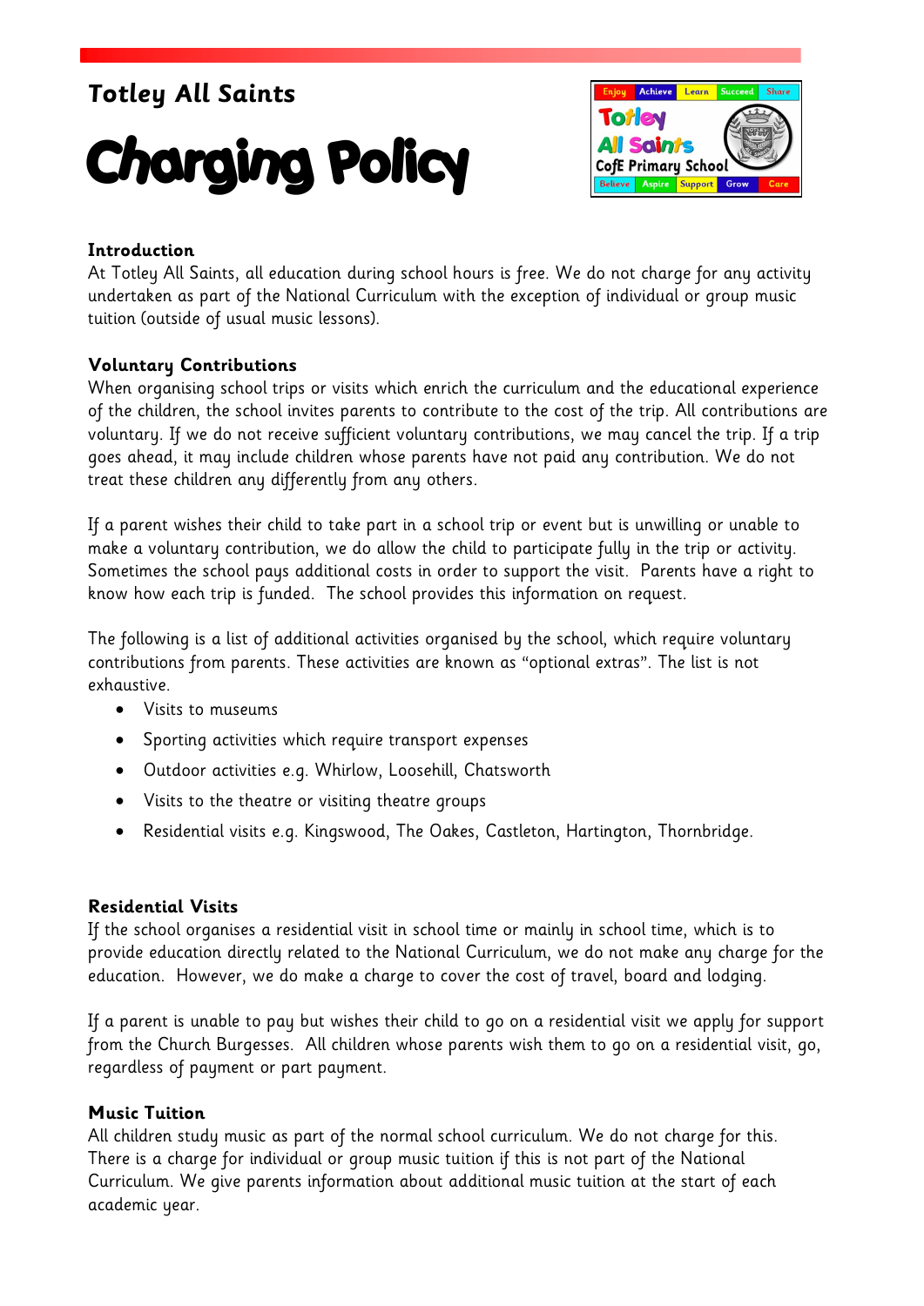# Totley All Saints

# Charging Policy

### Introduction

At Totley All Saints, all education during school hours is free. We do not charge for any activity undertaken as part of the National Curriculum with the exception of individual or group music tuition (outside of usual music lessons).

### Voluntary Contributions

When organising school trips or visits which enrich the curriculum and the educational experience of the children, the school invites parents to contribute to the cost of the trip. All contributions are voluntary. If we do not receive sufficient voluntary contributions, we may cancel the trip. If a trip goes ahead, it may include children whose parents have not paid any contribution. We do not treat these children any differently from any others.

If a parent wishes their child to take part in a school trip or event but is unwilling or unable to make a voluntary contribution, we do allow the child to participate fully in the trip or activity. Sometimes the school pays additional costs in order to support the visit. Parents have a right to know how each trip is funded. The school provides this information on request.

The following is a list of additional activities organised by the school, which require voluntary contributions from parents. These activities are known as "optional extras". The list is not exhaustive.

- Visits to museums
- Sporting activities which require transport expenses
- Outdoor activities e.g. Whirlow, Loosehill, Chatsworth
- Visits to the theatre or visiting theatre groups
- Residential visits e.g. Kingswood, The Oakes, Castleton, Hartington, Thornbridge.

### Residential Visits

If the school organises a residential visit in school time or mainly in school time, which is to provide education directly related to the National Curriculum, we do not make any charge for the education. However, we do make a charge to cover the cost of travel, board and lodging.

If a parent is unable to pay but wishes their child to go on a residential visit we apply for support from the Church Burgesses. All children whose parents wish them to go on a residential visit, go, regardless of payment or part payment.

### Music Tuition

All children study music as part of the normal school curriculum. We do not charge for this. There is a charge for individual or group music tuition if this is not part of the National Curriculum. We give parents information about additional music tuition at the start of each academic year.